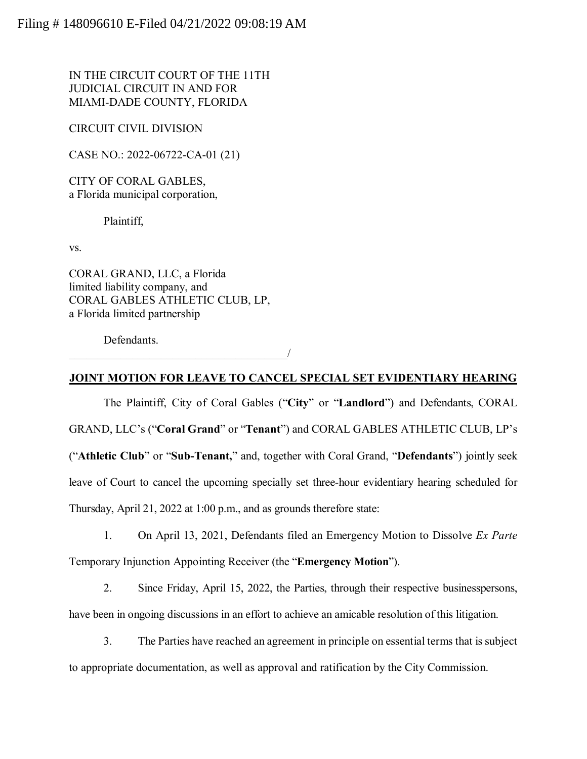Filing # 148096610 E-Filed 04/21/2022 09:08:19 AM

IN THE CIRCUIT COURT OF THE 11TH
JUDICIAL CIRCUIT IN AND FOR
MIAMI-DADE COUNTY, FLORIDA

CIRCUIT CIVIL DIVISION

CASE NO.: 2022-06722-CA-01 (21)

CITY OF CORAL GABLES,
a Florida municipal corporation,

Plaintiff,

vs.

CORAL GRAND, LLC, a Florida
limited liability company, and
CORAL GABLES ATHLETIC CLUB, LP,
a Florida limited partnership

Defendants.
_______________________________________/

**JOINT MOTION FOR LEAVE TO CANCEL SPECIAL SET EVIDENTIARY HEARING**

The Plaintiff, City of Coral Gables ("**City**" or "**Landlord**") and Defendants, CORAL GRAND, LLC's ("**Coral Grand**" or "**Tenant**") and CORAL GABLES ATHLETIC CLUB, LP's ("**Athletic Club**" or "**Sub-Tenant,**" and, together with Coral Grand, "**Defendants**") jointly seek leave of Court to cancel the upcoming specially set three-hour evidentiary hearing scheduled for Thursday, April 21, 2022 at 1:00 p.m., and as grounds therefore state:

1. On April 13, 2021, Defendants filed an Emergency Motion to Dissolve *Ex Parte* Temporary Injunction Appointing Receiver (the "**Emergency Motion**").

2. Since Friday, April 15, 2022, the Parties, through their respective businesspersons, have been in ongoing discussions in an effort to achieve an amicable resolution of this litigation.

3. The Parties have reached an agreement in principle on essential terms that is subject to appropriate documentation, as well as approval and ratification by the City Commission.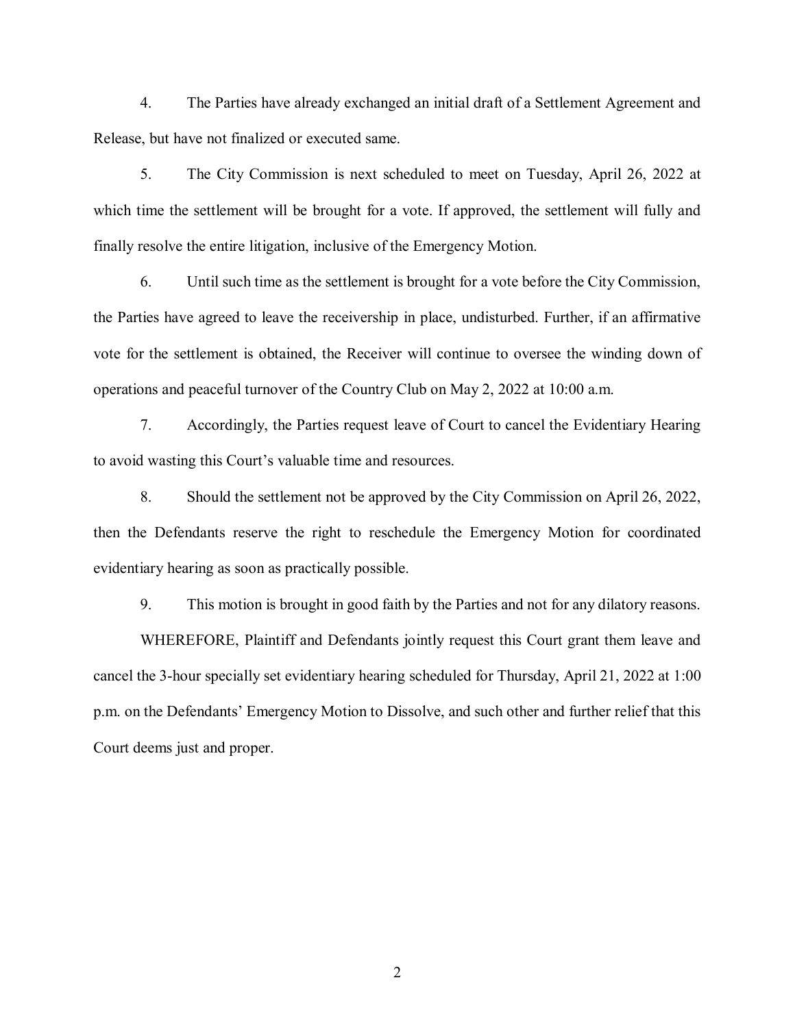4. The Parties have already exchanged an initial draft of a Settlement Agreement and Release, but have not finalized or executed same.

5. The City Commission is next scheduled to meet on Tuesday, April 26, 2022 at which time the settlement will be brought for a vote. If approved, the settlement will fully and finally resolve the entire litigation, inclusive of the Emergency Motion.

6. Until such time as the settlement is brought for a vote before the City Commission, the Parties have agreed to leave the receivership in place, undisturbed. Further, if an affirmative vote for the settlement is obtained, the Receiver will continue to oversee the winding down of operations and peaceful turnover of the Country Club on May 2, 2022 at 10:00 a.m.

7. Accordingly, the Parties request leave of Court to cancel the Evidentiary Hearing to avoid wasting this Court's valuable time and resources.

8. Should the settlement not be approved by the City Commission on April 26, 2022, then the Defendants reserve the right to reschedule the Emergency Motion for coordinated evidentiary hearing as soon as practically possible.

9. This motion is brought in good faith by the Parties and not for any dilatory reasons.

WHEREFORE, Plaintiff and Defendants jointly request this Court grant them leave and cancel the 3-hour specially set evidentiary hearing scheduled for Thursday, April 21, 2022 at 1:00 p.m. on the Defendants' Emergency Motion to Dissolve, and such other and further relief that this Court deems just and proper.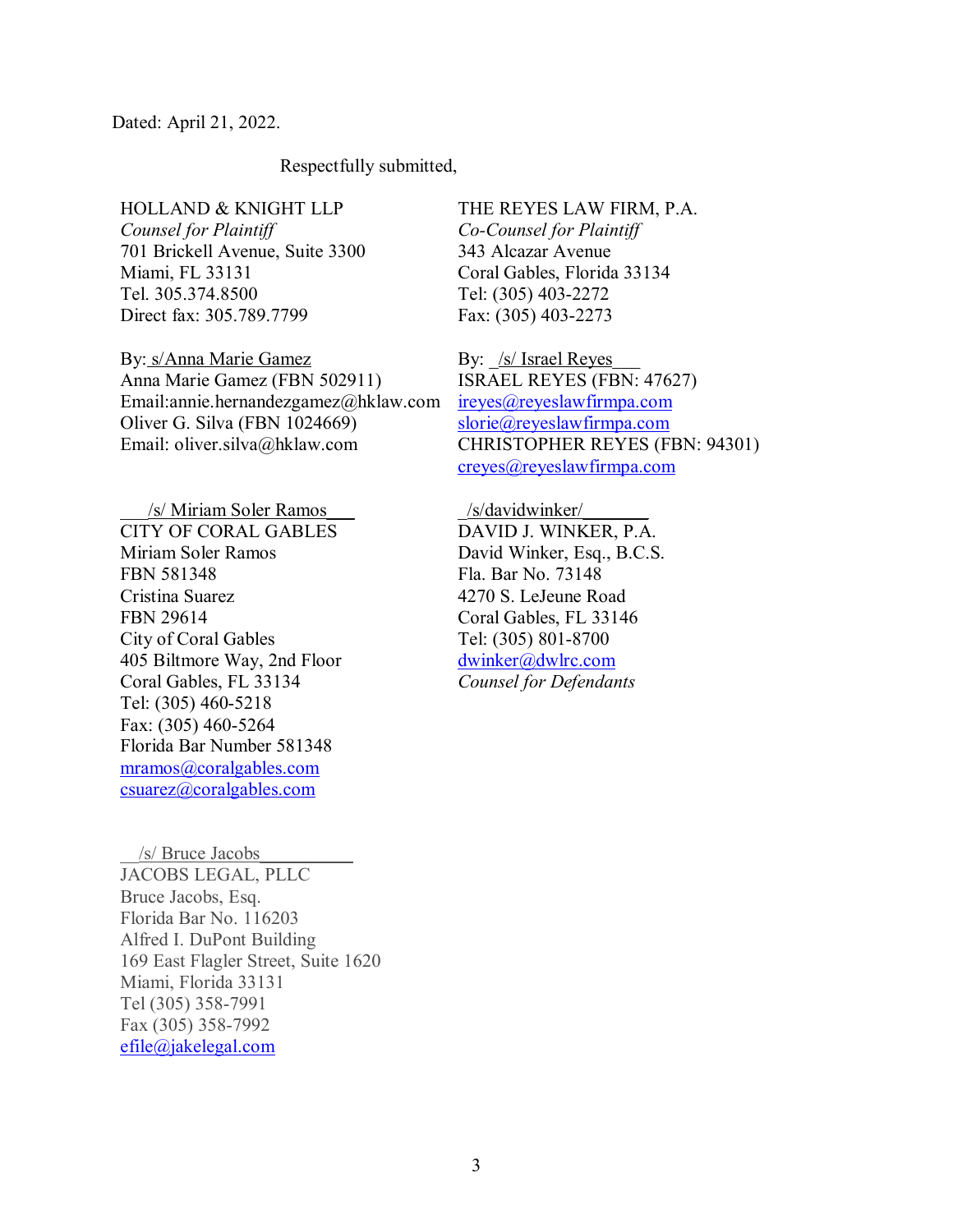Dated: April 21, 2022.

Respectfully submitted,

HOLLAND & KNIGHT LLP
*Counsel for Plaintiff*
701 Brickell Avenue, Suite 3300
Miami, FL 33131
Tel. 305.374.8500
Direct fax: 305.789.7799

By: s/Anna Marie Gamez
Anna Marie Gamez (FBN 502911)
Email:annie.hernandezgamez@hklaw.com
Oliver G. Silva (FBN 1024669)
Email: oliver.silva@hklaw.com

THE REYES LAW FIRM, P.A.
*Co-Counsel for Plaintiff*
343 Alcazar Avenue
Coral Gables, Florida 33134
Tel: (305) 403-2272
Fax: (305) 403-2273

By: /s/ Israel Reyes
ISRAEL REYES (FBN: 47627)
ireyes@reyeslawfirmpa.com
slorie@reyeslawfirmpa.com
CHRISTOPHER REYES (FBN: 94301)
creyes@reyeslawfirmpa.com

/s/ Miriam Soler Ramos
CITY OF CORAL GABLES
Miriam Soler Ramos
FBN 581348
Cristina Suarez
FBN 29614
City of Coral Gables
405 Biltmore Way, 2nd Floor
Coral Gables, FL 33134
Tel: (305) 460-5218
Fax: (305) 460-5264
Florida Bar Number 581348
mramos@coralgables.com
csuarez@coralgables.com

/s/davidwinker/
DAVID J. WINKER, P.A.
David Winker, Esq., B.C.S.
Fla. Bar No. 73148
4270 S. LeJeune Road
Coral Gables, FL 33146
Tel: (305) 801-8700
dwinker@dwlrc.com
*Counsel for Defendants*

/s/ Bruce Jacobs
JACOBS LEGAL, PLLC
Bruce Jacobs, Esq.
Florida Bar No. 116203
Alfred I. DuPont Building
169 East Flagler Street, Suite 1620
Miami, Florida 33131
Tel (305) 358-7991
Fax (305) 358-7992
efile@jakelegal.com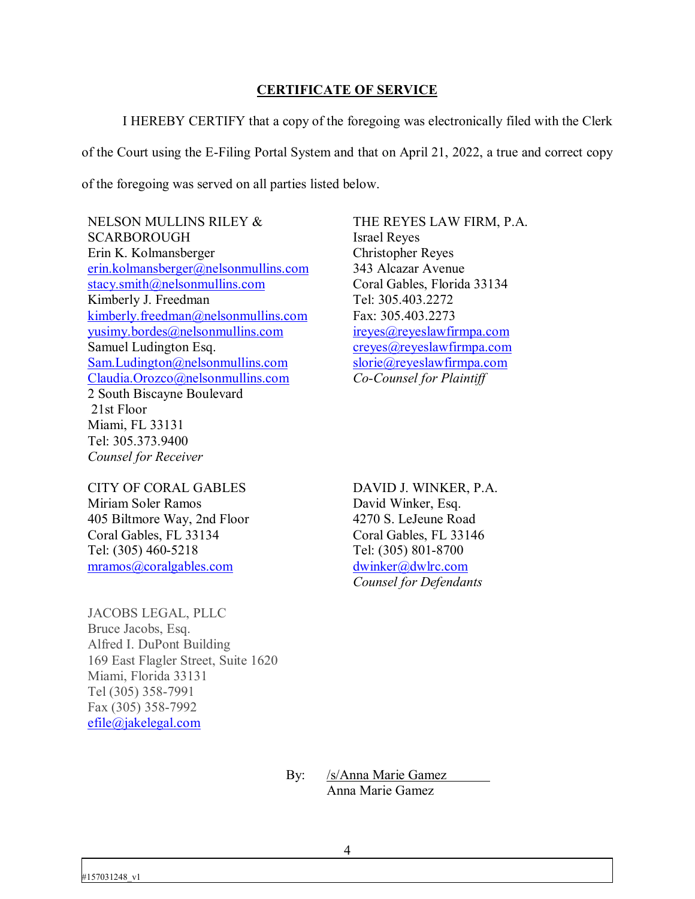## CERTIFICATE OF SERVICE

I HEREBY CERTIFY that a copy of the foregoing was electronically filed with the Clerk of the Court using the E-Filing Portal System and that on April 21, 2022, a true and correct copy of the foregoing was served on all parties listed below.

NELSON MULLINS RILEY & SCARBOROUGH
Erin K. Kolmansberger
erin.kolmansberger@nelsonmullins.com
stacy.smith@nelsonmullins.com
Kimberly J. Freedman
kimberly.freedman@nelsonmullins.com
yusimy.bordes@nelsonmullins.com
Samuel Ludington Esq.
Sam.Ludington@nelsonmullins.com
Claudia.Orozco@nelsonmullins.com
2 South Biscayne Boulevard
21st Floor
Miami, FL 33131
Tel: 305.373.9400
*Counsel for Receiver*

THE REYES LAW FIRM, P.A.
Israel Reyes
Christopher Reyes
343 Alcazar Avenue
Coral Gables, Florida 33134
Tel: 305.403.2272
Fax: 305.403.2273
ireyes@reyeslawfirmpa.com
creyes@reyeslawfirmpa.com
slorie@reyeslawfirmpa.com
*Co-Counsel for Plaintiff*

CITY OF CORAL GABLES
Miriam Soler Ramos
405 Biltmore Way, 2nd Floor
Coral Gables, FL 33134
Tel: (305) 460-5218
mramos@coralgables.com

DAVID J. WINKER, P.A.
David Winker, Esq.
4270 S. LeJeune Road
Coral Gables, FL 33146
Tel: (305) 801-8700
dwinker@dwlrc.com
Counsel for Defendants

JACOBS LEGAL, PLLC
Bruce Jacobs, Esq.
Alfred I. DuPont Building
169 East Flagler Street, Suite 1620
Miami, Florida 33131
Tel (305) 358-7991
Fax (305) 358-7992
efile@jakelegal.com

By: /s/Anna Marie Gamez
Anna Marie Gamez

#157031248_v1